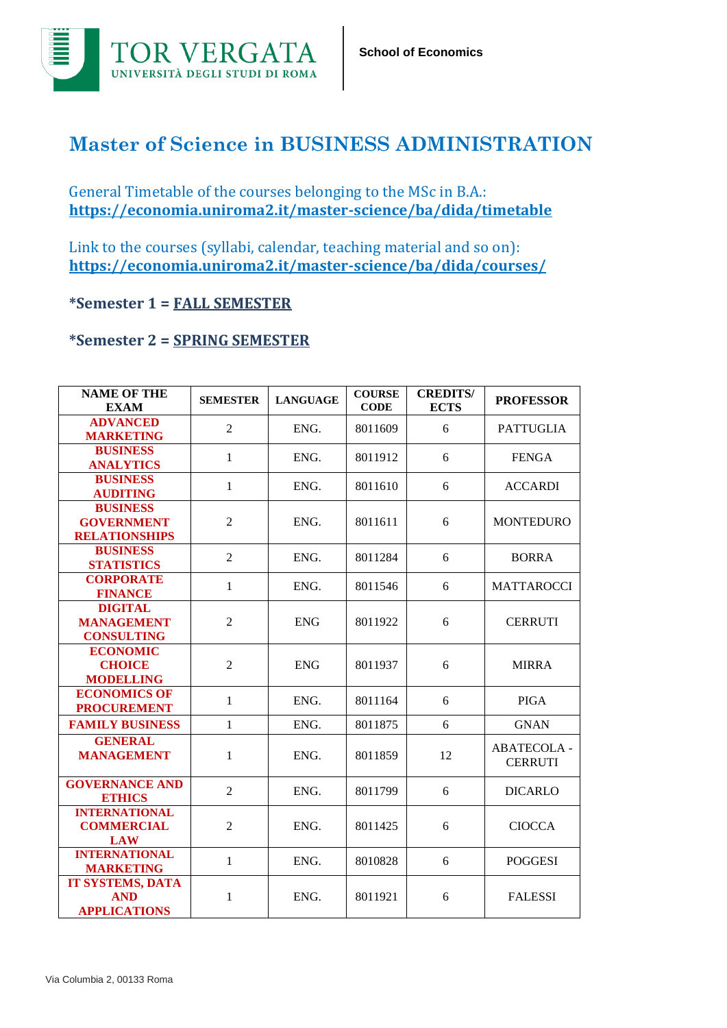# Master of Science in BUSINESS ADMINISTRATION

General Timetable of the courses belonging to the MSc in B.A.: **https://economia.uniroma2.it/master-science/ba/dida/timetable**

Link to the courses (syllabi, calendar, teaching material and so on): **https://economia.uniroma2.it/master-science/ba/dida/courses/**

**\*Semester 1 = FALL SEMESTER**

**\*Semester 2 = SPRING SEMESTER**

| NAME OF THE EXAM | SEMESTER | LANGUAGE | COURSE CODE | CREDITS/ ECTS | PROFESSOR |
|---|---|---|---|---|---|
| **ADVANCED MARKETING** | 2 | ENG. | 8011609 | 6 | PATTUGLIA |
| **BUSINESS ANALYTICS** | 1 | ENG. | 8011912 | 6 | FENGA |
| **BUSINESS AUDITING** | 1 | ENG. | 8011610 | 6 | ACCARDI |
| **BUSINESS GOVERNMENT RELATIONSHIPS** | 2 | ENG. | 8011611 | 6 | MONTEDURO |
| **BUSINESS STATISTICS** | 2 | ENG. | 8011284 | 6 | BORRA |
| **CORPORATE FINANCE** | 1 | ENG. | 8011546 | 6 | MATTAROCCI |
| **DIGITAL MANAGEMENT CONSULTING** | 2 | ENG | 8011922 | 6 | CERRUTI |
| **ECONOMIC CHOICE MODELLING** | 2 | ENG | 8011937 | 6 | MIRRA |
| **ECONOMICS OF PROCUREMENT** | 1 | ENG. | 8011164 | 6 | PIGA |
| **FAMILY BUSINESS** | 1 | ENG. | 8011875 | 6 | GNAN |
| **GENERAL MANAGEMENT** | 1 | ENG. | 8011859 | 12 | ABATECOLA - CERRUTI |
| **GOVERNANCE AND ETHICS** | 2 | ENG. | 8011799 | 6 | DICARLO |
| **INTERNATIONAL COMMERCIAL LAW** | 2 | ENG. | 8011425 | 6 | CIOCCA |
| **INTERNATIONAL MARKETING** | 1 | ENG. | 8010828 | 6 | POGGESI |
| **IT SYSTEMS, DATA AND APPLICATIONS** | 1 | ENG. | 8011921 | 6 | FALESSI |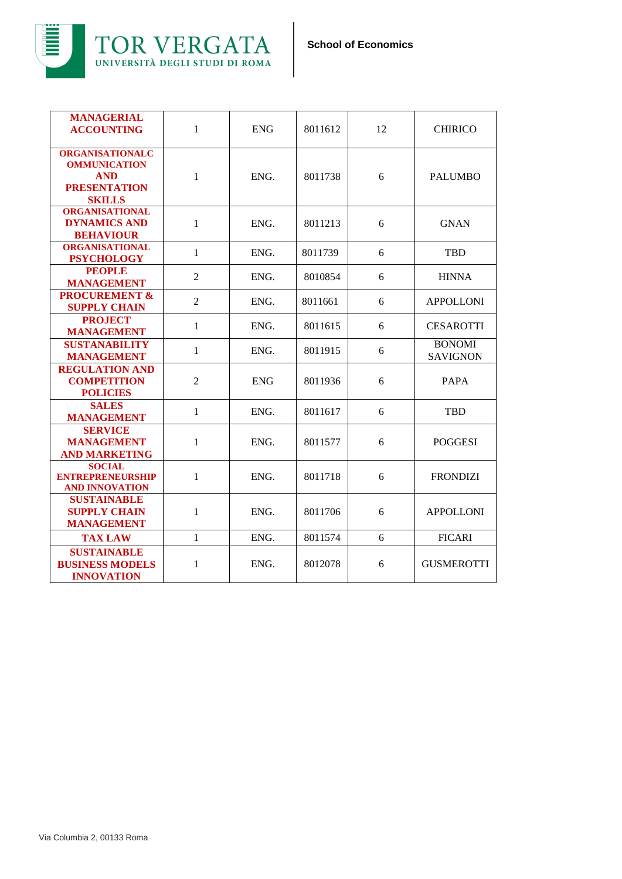| | | | | | |
|---|---|---|---|---|---|
| **MANAGERIAL ACCOUNTING** | 1 | ENG | 8011612 | 12 | CHIRICO |
| **ORGANISATIONALC OMMUNICATION AND PRESENTATION SKILLS** | 1 | ENG. | 8011738 | 6 | PALUMBO |
| **ORGANISATIONAL DYNAMICS AND BEHAVIOUR** | 1 | ENG. | 8011213 | 6 | GNAN |
| **ORGANISATIONAL PSYCHOLOGY** | 1 | ENG. | 8011739 | 6 | TBD |
| **PEOPLE MANAGEMENT** | 2 | ENG. | 8010854 | 6 | HINNA |
| **PROCUREMENT & SUPPLY CHAIN** | 2 | ENG. | 8011661 | 6 | APPOLLONI |
| **PROJECT MANAGEMENT** | 1 | ENG. | 8011615 | 6 | CESAROTTI |
| **SUSTANABILITY MANAGEMENT** | 1 | ENG. | 8011915 | 6 | BONOMI SAVIGNON |
| **REGULATION AND COMPETITION POLICIES** | 2 | ENG | 8011936 | 6 | PAPA |
| **SALES MANAGEMENT** | 1 | ENG. | 8011617 | 6 | TBD |
| **SERVICE MANAGEMENT AND MARKETING** | 1 | ENG. | 8011577 | 6 | POGGESI |
| **SOCIAL ENTREPRENEURSHIP AND INNOVATION** | 1 | ENG. | 8011718 | 6 | FRONDIZI |
| **SUSTAINABLE SUPPLY CHAIN MANAGEMENT** | 1 | ENG. | 8011706 | 6 | APPOLLONI |
| **TAX LAW** | 1 | ENG. | 8011574 | 6 | FICARI |
| **SUSTAINABLE BUSINESS MODELS INNOVATION** | 1 | ENG. | 8012078 | 6 | GUSMEROTTI |